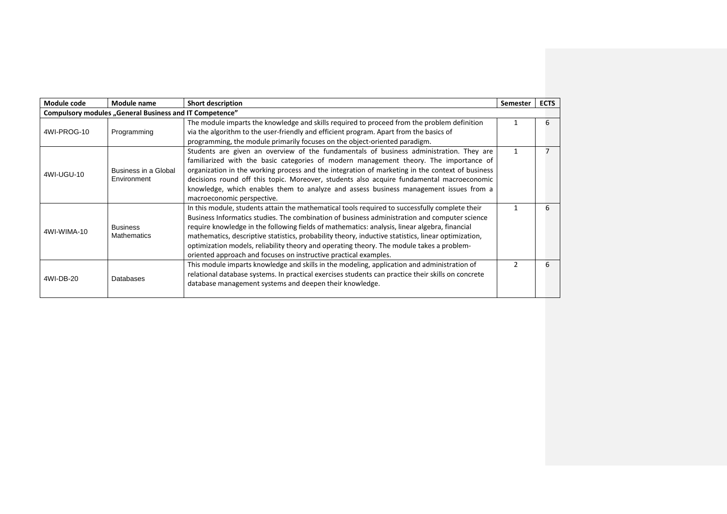| Module code | Module name | Short description | Semester | ECTS |
|---|---|---|---|---|
| **Compulsory modules „General Business and IT Competence"** | | | | |
| 4WI-PROG-10 | Programming | The module imparts the knowledge and skills required to proceed from the problem definition via the algorithm to the user-friendly and efficient program. Apart from the basics of programming, the module primarily focuses on the object-oriented paradigm. | 1 | 6 |
| 4WI-UGU-10 | Business in a Global Environment | Students are given an overview of the fundamentals of business administration. They are familiarized with the basic categories of modern management theory. The importance of organization in the working process and the integration of marketing in the context of business decisions round off this topic. Moreover, students also acquire fundamental macroeconomic knowledge, which enables them to analyze and assess business management issues from a macroeconomic perspective. | 1 | 7 |
| 4WI-WIMA-10 | Business Mathematics | In this module, students attain the mathematical tools required to successfully complete their Business Informatics studies. The combination of business administration and computer science require knowledge in the following fields of mathematics: analysis, linear algebra, financial mathematics, descriptive statistics, probability theory, inductive statistics, linear optimization, optimization models, reliability theory and operating theory. The module takes a problem-oriented approach and focuses on instructive practical examples. | 1 | 6 |
| 4WI-DB-20 | Databases | This module imparts knowledge and skills in the modeling, application and administration of relational database systems. In practical exercises students can practice their skills on concrete database management systems and deepen their knowledge. | 2 | 6 |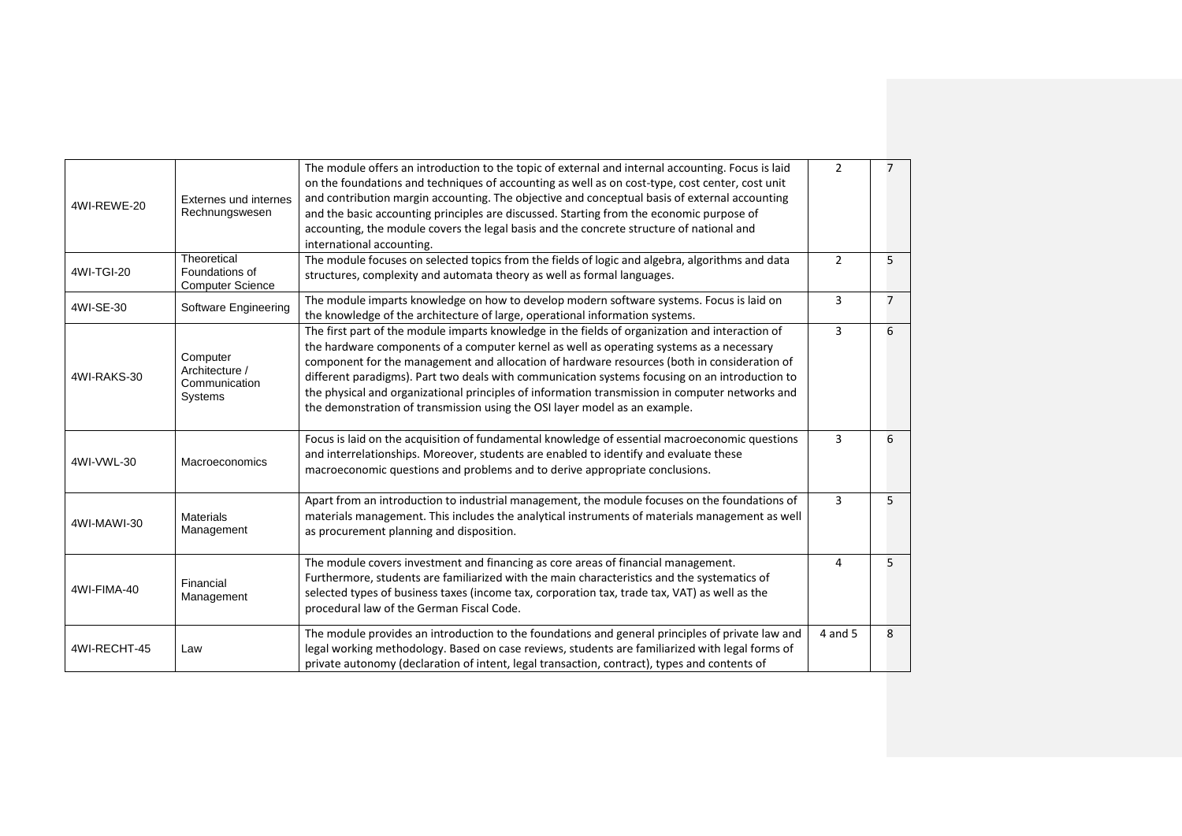| | | | | |
|---|---|---|---|---|
| 4WI-REWE-20 | Externes und internes Rechnungswesen | The module offers an introduction to the topic of external and internal accounting. Focus is laid on the foundations and techniques of accounting as well as on cost-type, cost center, cost unit and contribution margin accounting. The objective and conceptual basis of external accounting and the basic accounting principles are discussed. Starting from the economic purpose of accounting, the module covers the legal basis and the concrete structure of national and international accounting. | 2 | 7 |
| 4WI-TGI-20 | Theoretical Foundations of Computer Science | The module focuses on selected topics from the fields of logic and algebra, algorithms and data structures, complexity and automata theory as well as formal languages. | 2 | 5 |
| 4WI-SE-30 | Software Engineering | The module imparts knowledge on how to develop modern software systems. Focus is laid on the knowledge of the architecture of large, operational information systems. | 3 | 7 |
| 4WI-RAKS-30 | Computer Architecture / Communication Systems | The first part of the module imparts knowledge in the fields of organization and interaction of the hardware components of a computer kernel as well as operating systems as a necessary component for the management and allocation of hardware resources (both in consideration of different paradigms). Part two deals with communication systems focusing on an introduction to the physical and organizational principles of information transmission in computer networks and the demonstration of transmission using the OSI layer model as an example. | 3 | 6 |
| 4WI-VWL-30 | Macroeconomics | Focus is laid on the acquisition of fundamental knowledge of essential macroeconomic questions and interrelationships. Moreover, students are enabled to identify and evaluate these macroeconomic questions and problems and to derive appropriate conclusions. | 3 | 6 |
| 4WI-MAWI-30 | Materials Management | Apart from an introduction to industrial management, the module focuses on the foundations of materials management. This includes the analytical instruments of materials management as well as procurement planning and disposition. | 3 | 5 |
| 4WI-FIMA-40 | Financial Management | The module covers investment and financing as core areas of financial management. Furthermore, students are familiarized with the main characteristics and the systematics of selected types of business taxes (income tax, corporation tax, trade tax, VAT) as well as the procedural law of the German Fiscal Code. | 4 | 5 |
| 4WI-RECHT-45 | Law | The module provides an introduction to the foundations and general principles of private law and legal working methodology. Based on case reviews, students are familiarized with legal forms of private autonomy (declaration of intent, legal transaction, contract), types and contents of | 4 and 5 | 8 |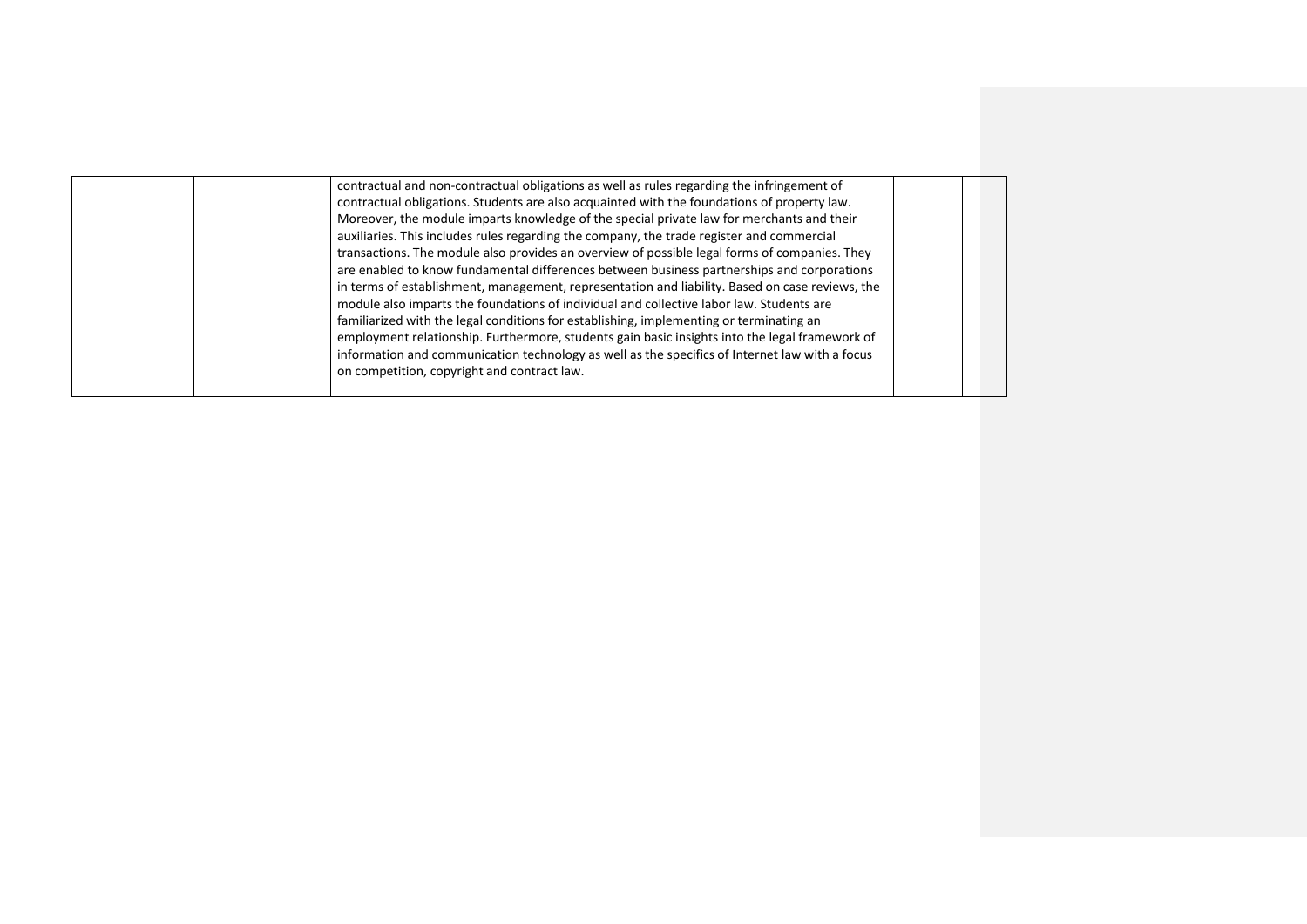|  |  | contractual and non-contractual obligations as well as rules regarding the infringement of contractual obligations. Students are also acquainted with the foundations of property law. Moreover, the module imparts knowledge of the special private law for merchants and their auxiliaries. This includes rules regarding the company, the trade register and commercial transactions. The module also provides an overview of possible legal forms of companies. They are enabled to know fundamental differences between business partnerships and corporations in terms of establishment, management, representation and liability. Based on case reviews, the module also imparts the foundations of individual and collective labor law. Students are familiarized with the legal conditions for establishing, implementing or terminating an employment relationship. Furthermore, students gain basic insights into the legal framework of information and communication technology as well as the specifics of Internet law with a focus on competition, copyright and contract law. |  |  |
|---|---|---|---|---|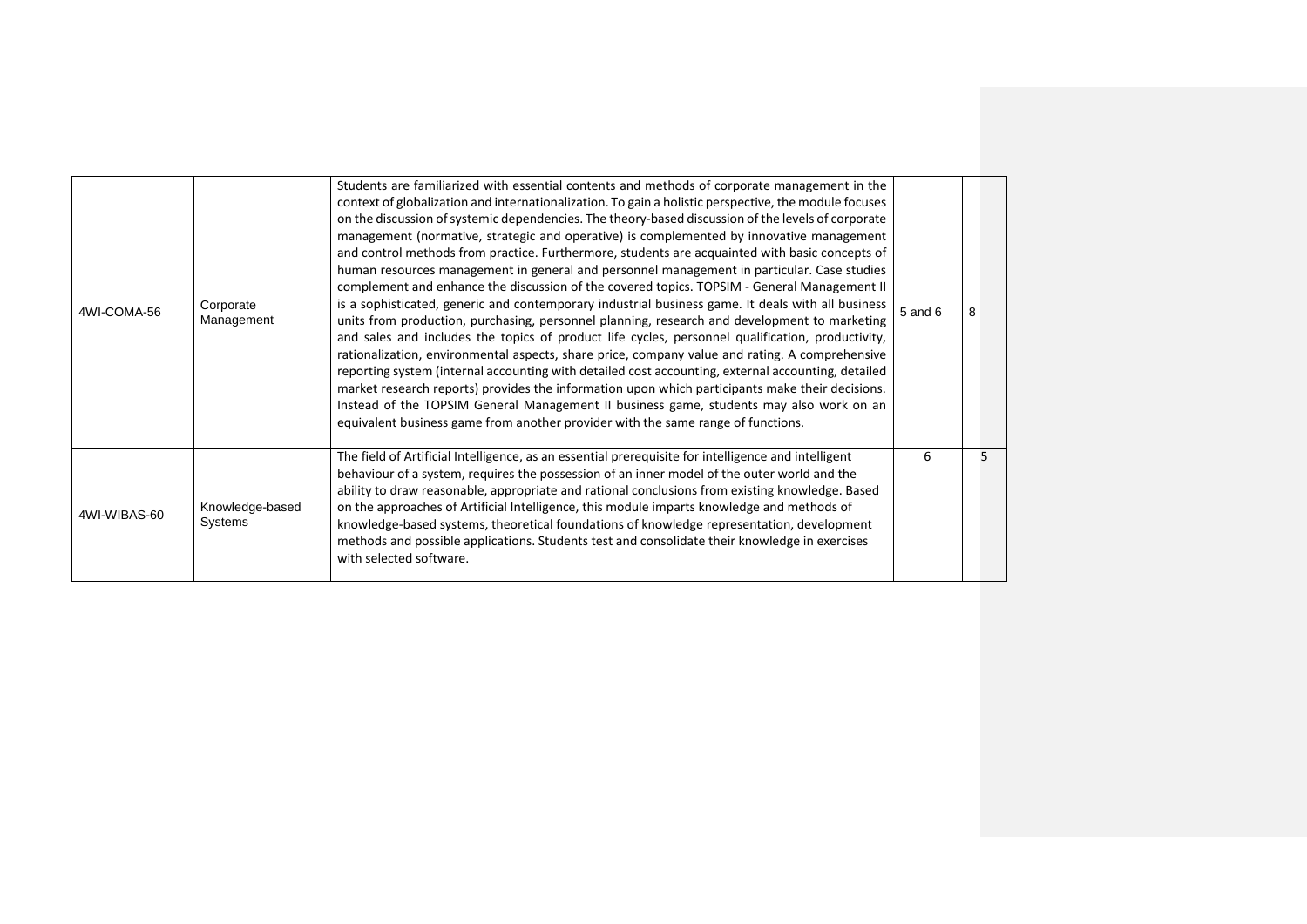| | | | | |
|---|---|---|---|---|
| 4WI-COMA-56 | Corporate Management | Students are familiarized with essential contents and methods of corporate management in the context of globalization and internationalization. To gain a holistic perspective, the module focuses on the discussion of systemic dependencies. The theory-based discussion of the levels of corporate management (normative, strategic and operative) is complemented by innovative management and control methods from practice. Furthermore, students are acquainted with basic concepts of human resources management in general and personnel management in particular. Case studies complement and enhance the discussion of the covered topics. TOPSIM - General Management II is a sophisticated, generic and contemporary industrial business game. It deals with all business units from production, purchasing, personnel planning, research and development to marketing and sales and includes the topics of product life cycles, personnel qualification, productivity, rationalization, environmental aspects, share price, company value and rating. A comprehensive reporting system (internal accounting with detailed cost accounting, external accounting, detailed market research reports) provides the information upon which participants make their decisions. Instead of the TOPSIM General Management II business game, students may also work on an equivalent business game from another provider with the same range of functions. | 5 and 6 | 8 |
| 4WI-WIBAS-60 | Knowledge-based Systems | The field of Artificial Intelligence, as an essential prerequisite for intelligence and intelligent behaviour of a system, requires the possession of an inner model of the outer world and the ability to draw reasonable, appropriate and rational conclusions from existing knowledge. Based on the approaches of Artificial Intelligence, this module imparts knowledge and methods of knowledge-based systems, theoretical foundations of knowledge representation, development methods and possible applications. Students test and consolidate their knowledge in exercises with selected software. | 6 | 5 |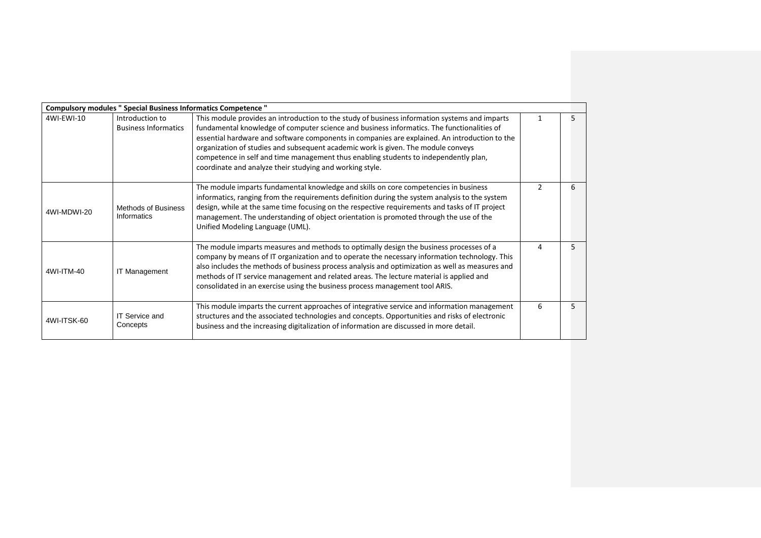| Compulsory modules " Special Business Informatics Competence " | | | | |
|---|---|---|---|---|
| 4WI-EWI-10 | Introduction to Business Informatics | This module provides an introduction to the study of business information systems and imparts fundamental knowledge of computer science and business informatics. The functionalities of essential hardware and software components in companies are explained. An introduction to the organization of studies and subsequent academic work is given. The module conveys competence in self and time management thus enabling students to independently plan, coordinate and analyze their studying and working style. | 1 | 5 |
| 4WI-MDWI-20 | Methods of Business Informatics | The module imparts fundamental knowledge and skills on core competencies in business informatics, ranging from the requirements definition during the system analysis to the system design, while at the same time focusing on the respective requirements and tasks of IT project management. The understanding of object orientation is promoted through the use of the Unified Modeling Language (UML). | 2 | 6 |
| 4WI-ITM-40 | IT Management | The module imparts measures and methods to optimally design the business processes of a company by means of IT organization and to operate the necessary information technology. This also includes the methods of business process analysis and optimization as well as measures and methods of IT service management and related areas. The lecture material is applied and consolidated in an exercise using the business process management tool ARIS. | 4 | 5 |
| 4WI-ITSK-60 | IT Service and Concepts | This module imparts the current approaches of integrative service and information management structures and the associated technologies and concepts. Opportunities and risks of electronic business and the increasing digitalization of information are discussed in more detail. | 6 | 5 |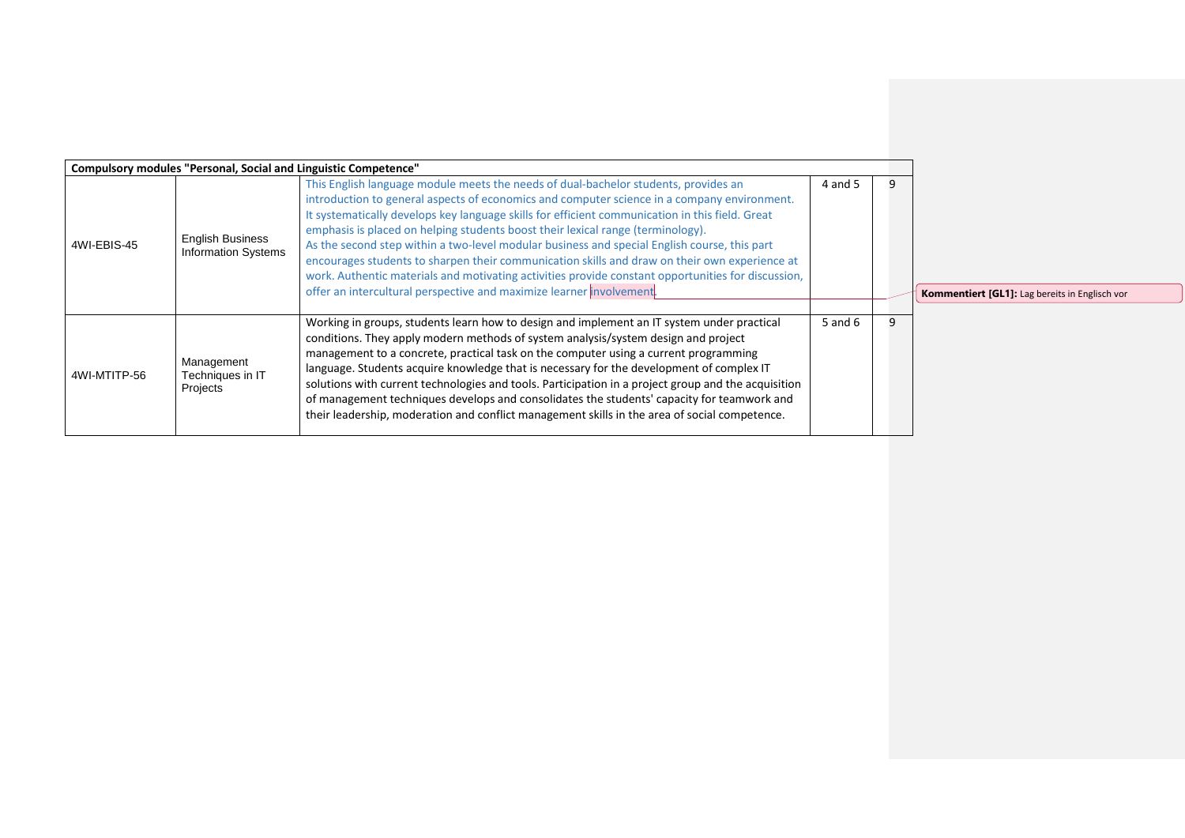| Compulsory modules "Personal, Social and Linguistic Competence" | | | | |
|---|---|---|---|---|
| 4WI-EBIS-45 | English Business Information Systems | This English language module meets the needs of dual-bachelor students, provides an introduction to general aspects of economics and computer science in a company environment. It systematically develops key language skills for efficient communication in this field. Great emphasis is placed on helping students boost their lexical range (terminology). As the second step within a two-level modular business and special English course, this part encourages students to sharpen their communication skills and draw on their own experience at work. Authentic materials and motivating activities provide constant opportunities for discussion, offer an intercultural perspective and maximize learner involvement. | 4 and 5 | 9 |
| 4WI-MTITP-56 | Management Techniques in IT Projects | Working in groups, students learn how to design and implement an IT system under practical conditions. They apply modern methods of system analysis/system design and project management to a concrete, practical task on the computer using a current programming language. Students acquire knowledge that is necessary for the development of complex IT solutions with current technologies and tools. Participation in a project group and the acquisition of management techniques develops and consolidates the students' capacity for teamwork and their leadership, moderation and conflict management skills in the area of social competence. | 5 and 6 | 9 |

**Kommentiert [GL1]:** Lag bereits in Englisch vor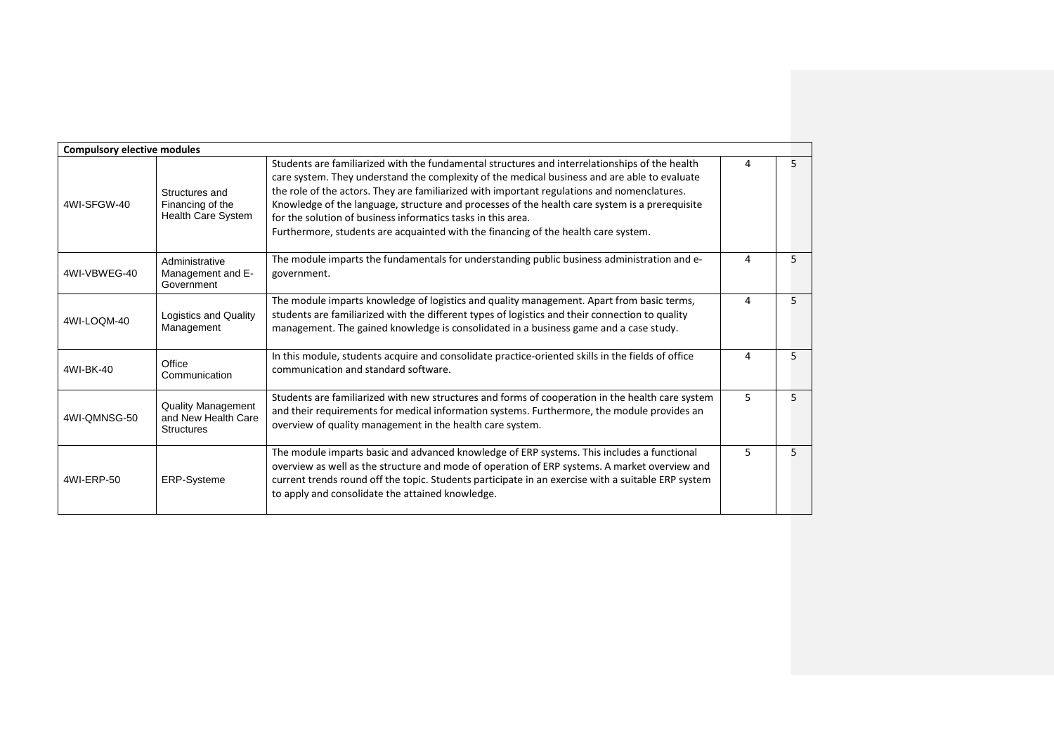| Compulsory elective modules | | | | |
|---|---|---|---|---|
| 4WI-SFGW-40 | Structures and Financing of the Health Care System | Students are familiarized with the fundamental structures and interrelationships of the health care system. They understand the complexity of the medical business and are able to evaluate the role of the actors. They are familiarized with important regulations and nomenclatures. Knowledge of the language, structure and processes of the health care system is a prerequisite for the solution of business informatics tasks in this area.<br>Furthermore, students are acquainted with the financing of the health care system. | 4 | 5 |
| 4WI-VBWEG-40 | Administrative Management and E-Government | The module imparts the fundamentals for understanding public business administration and e-government. | 4 | 5 |
| 4WI-LOQM-40 | Logistics and Quality Management | The module imparts knowledge of logistics and quality management. Apart from basic terms, students are familiarized with the different types of logistics and their connection to quality management. The gained knowledge is consolidated in a business game and a case study. | 4 | 5 |
| 4WI-BK-40 | Office Communication | In this module, students acquire and consolidate practice-oriented skills in the fields of office communication and standard software. | 4 | 5 |
| 4WI-QMNSG-50 | Quality Management and New Health Care Structures | Students are familiarized with new structures and forms of cooperation in the health care system and their requirements for medical information systems. Furthermore, the module provides an overview of quality management in the health care system. | 5 | 5 |
| 4WI-ERP-50 | ERP-Systeme | The module imparts basic and advanced knowledge of ERP systems. This includes a functional overview as well as the structure and mode of operation of ERP systems. A market overview and current trends round off the topic. Students participate in an exercise with a suitable ERP system to apply and consolidate the attained knowledge. | 5 | 5 |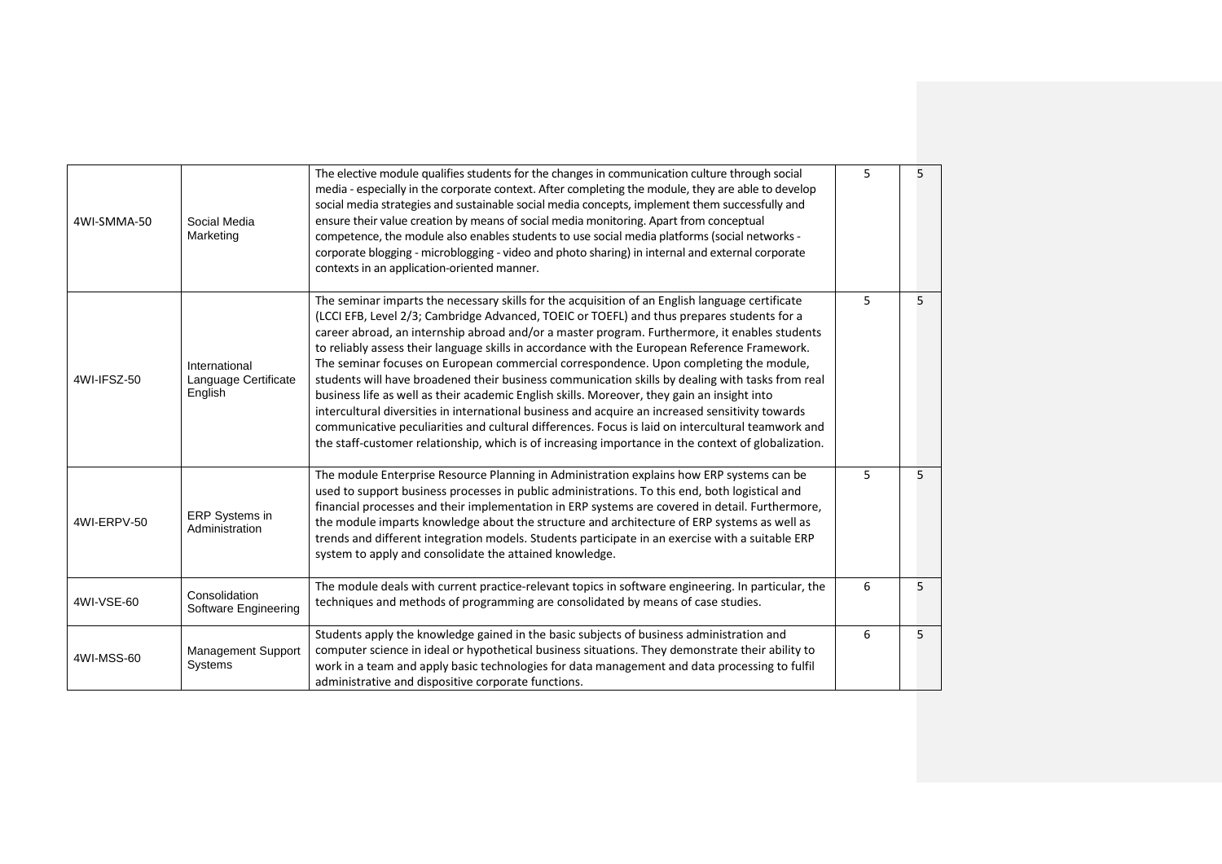| | | | | |
|---|---|---|---|---|
| 4WI-SMMA-50 | Social Media Marketing | The elective module qualifies students for the changes in communication culture through social media - especially in the corporate context. After completing the module, they are able to develop social media strategies and sustainable social media concepts, implement them successfully and ensure their value creation by means of social media monitoring. Apart from conceptual competence, the module also enables students to use social media platforms (social networks - corporate blogging - microblogging - video and photo sharing) in internal and external corporate contexts in an application-oriented manner. | 5 | 5 |
| 4WI-IFSZ-50 | International Language Certificate English | The seminar imparts the necessary skills for the acquisition of an English language certificate (LCCI EFB, Level 2/3; Cambridge Advanced, TOEIC or TOEFL) and thus prepares students for a career abroad, an internship abroad and/or a master program. Furthermore, it enables students to reliably assess their language skills in accordance with the European Reference Framework. The seminar focuses on European commercial correspondence. Upon completing the module, students will have broadened their business communication skills by dealing with tasks from real business life as well as their academic English skills. Moreover, they gain an insight into intercultural diversities in international business and acquire an increased sensitivity towards communicative peculiarities and cultural differences. Focus is laid on intercultural teamwork and the staff-customer relationship, which is of increasing importance in the context of globalization. | 5 | 5 |
| 4WI-ERPV-50 | ERP Systems in Administration | The module Enterprise Resource Planning in Administration explains how ERP systems can be used to support business processes in public administrations. To this end, both logistical and financial processes and their implementation in ERP systems are covered in detail. Furthermore, the module imparts knowledge about the structure and architecture of ERP systems as well as trends and different integration models. Students participate in an exercise with a suitable ERP system to apply and consolidate the attained knowledge. | 5 | 5 |
| 4WI-VSE-60 | Consolidation Software Engineering | The module deals with current practice-relevant topics in software engineering. In particular, the techniques and methods of programming are consolidated by means of case studies. | 6 | 5 |
| 4WI-MSS-60 | Management Support Systems | Students apply the knowledge gained in the basic subjects of business administration and computer science in ideal or hypothetical business situations. They demonstrate their ability to work in a team and apply basic technologies for data management and data processing to fulfil administrative and dispositive corporate functions. | 6 | 5 |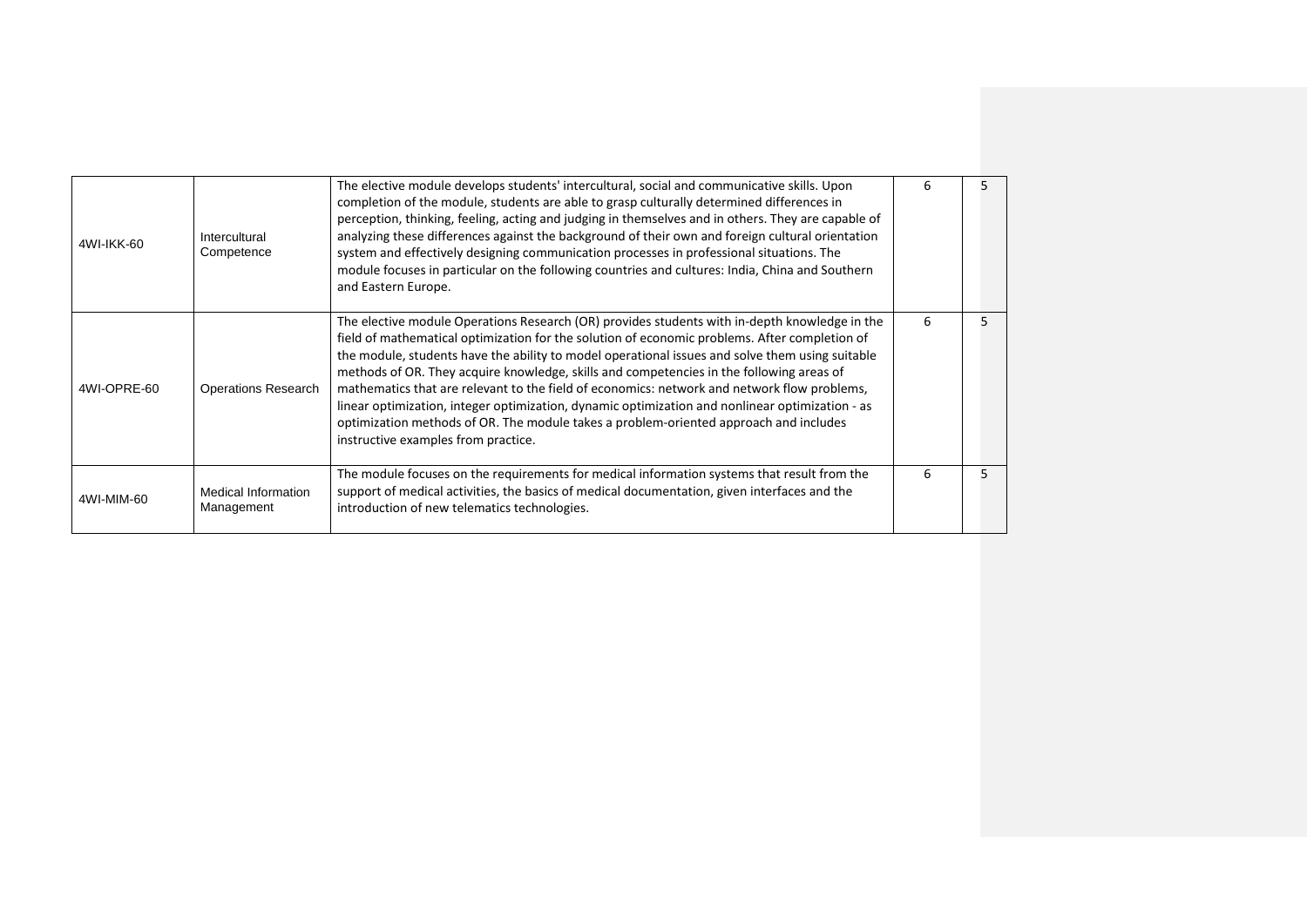| | | | | |
|---|---|---|---|---|
| 4WI-IKK-60 | Intercultural Competence | The elective module develops students' intercultural, social and communicative skills. Upon completion of the module, students are able to grasp culturally determined differences in perception, thinking, feeling, acting and judging in themselves and in others. They are capable of analyzing these differences against the background of their own and foreign cultural orientation system and effectively designing communication processes in professional situations. The module focuses in particular on the following countries and cultures: India, China and Southern and Eastern Europe. | 6 | 5 |
| 4WI-OPRE-60 | Operations Research | The elective module Operations Research (OR) provides students with in-depth knowledge in the field of mathematical optimization for the solution of economic problems. After completion of the module, students have the ability to model operational issues and solve them using suitable methods of OR. They acquire knowledge, skills and competencies in the following areas of mathematics that are relevant to the field of economics: network and network flow problems, linear optimization, integer optimization, dynamic optimization and nonlinear optimization - as optimization methods of OR. The module takes a problem-oriented approach and includes instructive examples from practice. | 6 | 5 |
| 4WI-MIM-60 | Medical Information Management | The module focuses on the requirements for medical information systems that result from the support of medical activities, the basics of medical documentation, given interfaces and the introduction of new telematics technologies. | 6 | 5 |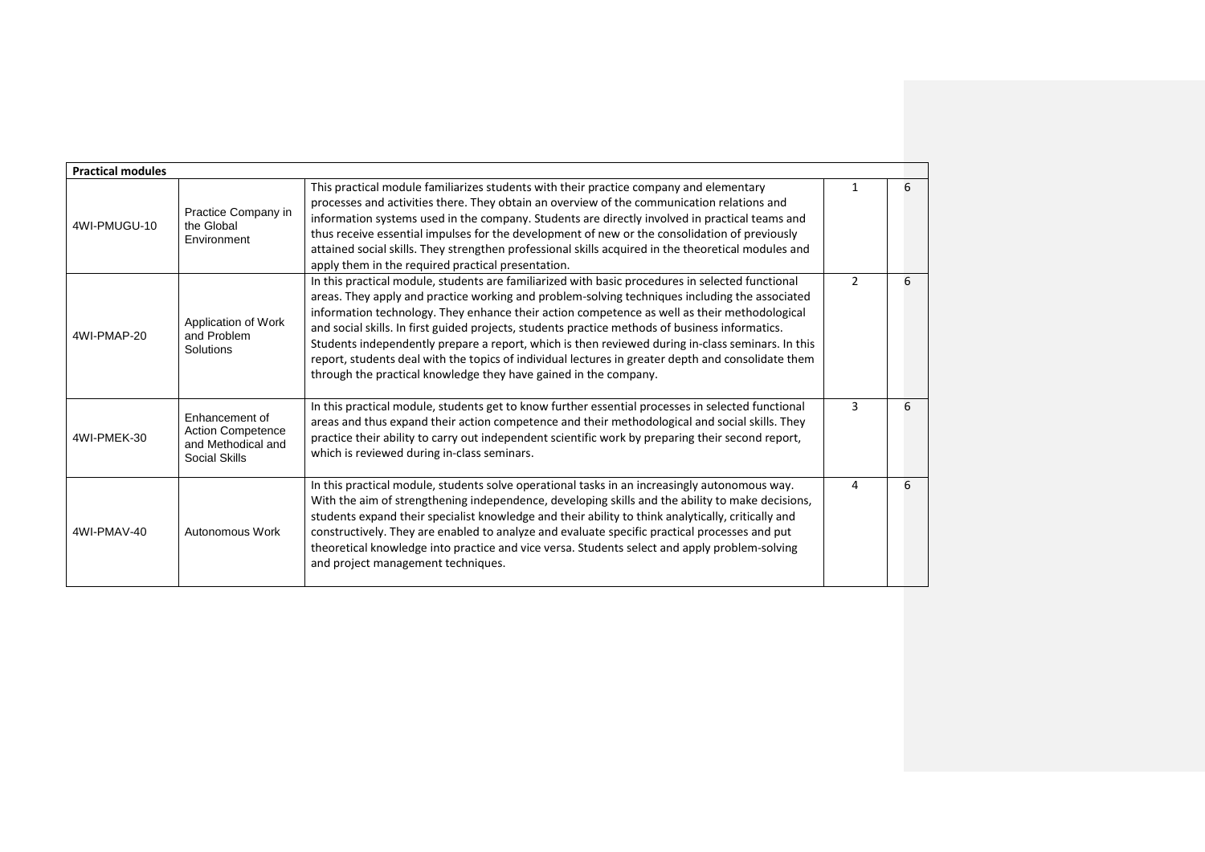| Practical modules | | | | |
|---|---|---|---|---|
| 4WI-PMUGU-10 | Practice Company in the Global Environment | This practical module familiarizes students with their practice company and elementary processes and activities there. They obtain an overview of the communication relations and information systems used in the company. Students are directly involved in practical teams and thus receive essential impulses for the development of new or the consolidation of previously attained social skills. They strengthen professional skills acquired in the theoretical modules and apply them in the required practical presentation. | 1 | 6 |
| 4WI-PMAP-20 | Application of Work and Problem Solutions | In this practical module, students are familiarized with basic procedures in selected functional areas. They apply and practice working and problem-solving techniques including the associated information technology. They enhance their action competence as well as their methodological and social skills. In first guided projects, students practice methods of business informatics. Students independently prepare a report, which is then reviewed during in-class seminars. In this report, students deal with the topics of individual lectures in greater depth and consolidate them through the practical knowledge they have gained in the company. | 2 | 6 |
| 4WI-PMEK-30 | Enhancement of Action Competence and Methodical and Social Skills | In this practical module, students get to know further essential processes in selected functional areas and thus expand their action competence and their methodological and social skills. They practice their ability to carry out independent scientific work by preparing their second report, which is reviewed during in-class seminars. | 3 | 6 |
| 4WI-PMAV-40 | Autonomous Work | In this practical module, students solve operational tasks in an increasingly autonomous way. With the aim of strengthening independence, developing skills and the ability to make decisions, students expand their specialist knowledge and their ability to think analytically, critically and constructively. They are enabled to analyze and evaluate specific practical processes and put theoretical knowledge into practice and vice versa. Students select and apply problem-solving and project management techniques. | 4 | 6 |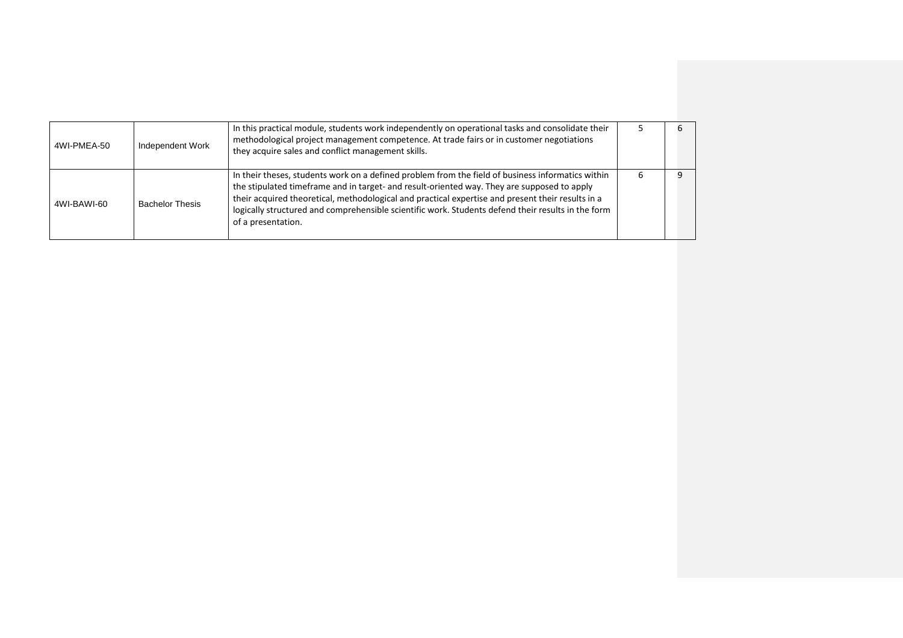| | | | | |
|---|---|---|---|---|
| 4WI-PMEA-50 | Independent Work | In this practical module, students work independently on operational tasks and consolidate their methodological project management competence. At trade fairs or in customer negotiations they acquire sales and conflict management skills. | 5 | 6 |
| 4WI-BAWI-60 | Bachelor Thesis | In their theses, students work on a defined problem from the field of business informatics within the stipulated timeframe and in target- and result-oriented way. They are supposed to apply their acquired theoretical, methodological and practical expertise and present their results in a logically structured and comprehensible scientific work. Students defend their results in the form of a presentation. | 6 | 9 |